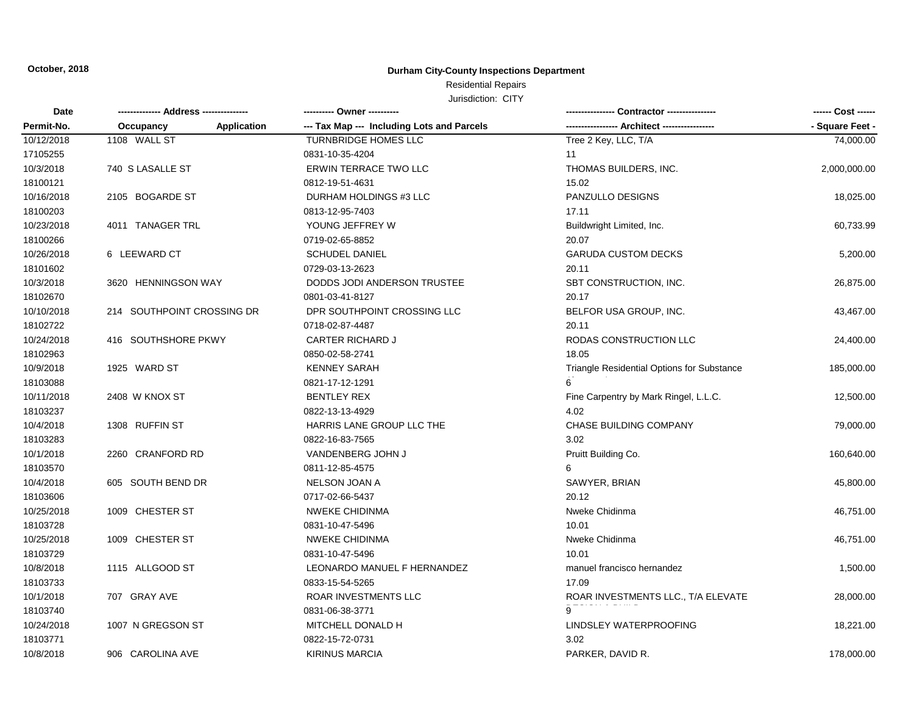October, 2018

# Durham City-County Inspections Department

Residential Repairs

Jurisdiction: CITY

| Date / Permit-No. | Address: Occupancy / Application | Owner / Tax Map --- Including Lots and Parcels | Contractor / Architect | Cost / Square Feet |
|---|---|---|---|---|
| 10/12/2018<br>17105255 | 1108 WALL ST | TURNBRIDGE HOMES LLC<br>0831-10-35-4204 | Tree 2 Key, LLC, T/A<br>11 | 74,000.00 |
| 10/3/2018<br>18100121 | 740 S LASALLE ST | ERWIN TERRACE TWO LLC<br>0812-19-51-4631 | THOMAS BUILDERS, INC.<br>15.02 | 2,000,000.00 |
| 10/16/2018<br>18100203 | 2105 BOGARDE ST | DURHAM HOLDINGS #3 LLC<br>0813-12-95-7403 | PANZULLO DESIGNS<br>17.11 | 18,025.00 |
| 10/23/2018<br>18100266 | 4011 TANAGER TRL | YOUNG JEFFREY W<br>0719-02-65-8852 | Buildwright Limited, Inc.<br>20.07 | 60,733.99 |
| 10/26/2018<br>18101602 | 6 LEEWARD CT | SCHUDEL DANIEL<br>0729-03-13-2623 | GARUDA CUSTOM DECKS<br>20.11 | 5,200.00 |
| 10/3/2018<br>18102670 | 3620 HENNINGSON WAY | DODDS JODI ANDERSON TRUSTEE<br>0801-03-41-8127 | SBT CONSTRUCTION, INC.<br>20.17 | 26,875.00 |
| 10/10/2018<br>18102722 | 214 SOUTHPOINT CROSSING DR | DPR SOUTHPOINT CROSSING LLC<br>0718-02-87-4487 | BELFOR USA GROUP, INC.<br>20.11 | 43,467.00 |
| 10/24/2018<br>18102963 | 416 SOUTHSHORE PKWY | CARTER RICHARD J<br>0850-02-58-2741 | RODAS CONSTRUCTION LLC<br>18.05 | 24,400.00 |
| 10/9/2018<br>18103088 | 1925 WARD ST | KENNEY SARAH<br>0821-17-12-1291 | Triangle Residential Options for Substance<br>6 | 185,000.00 |
| 10/11/2018<br>18103237 | 2408 W KNOX ST | BENTLEY REX<br>0822-13-13-4929 | Fine Carpentry by Mark Ringel, L.L.C.<br>4.02 | 12,500.00 |
| 10/4/2018<br>18103283 | 1308 RUFFIN ST | HARRIS LANE GROUP LLC THE<br>0822-16-83-7565 | CHASE BUILDING COMPANY<br>3.02 | 79,000.00 |
| 10/1/2018<br>18103570 | 2260 CRANFORD RD | VANDENBERG JOHN J<br>0811-12-85-4575 | Pruitt Building Co.<br>6 | 160,640.00 |
| 10/4/2018<br>18103606 | 605 SOUTH BEND DR | NELSON JOAN A<br>0717-02-66-5437 | SAWYER, BRIAN<br>20.12 | 45,800.00 |
| 10/25/2018<br>18103728 | 1009 CHESTER ST | NWEKE CHIDINMA<br>0831-10-47-5496 | Nweke Chidinma<br>10.01 | 46,751.00 |
| 10/25/2018<br>18103729 | 1009 CHESTER ST | NWEKE CHIDINMA<br>0831-10-47-5496 | Nweke Chidinma<br>10.01 | 46,751.00 |
| 10/8/2018<br>18103733 | 1115 ALLGOOD ST | LEONARDO MANUEL F HERNANDEZ<br>0833-15-54-5265 | manuel francisco hernandez<br>17.09 | 1,500.00 |
| 10/1/2018<br>18103740 | 707 GRAY AVE | ROAR INVESTMENTS LLC<br>0831-06-38-3771 | ROAR INVESTMENTS LLC., T/A ELEVATE<br>9 | 28,000.00 |
| 10/24/2018<br>18103771 | 1007 N GREGSON ST | MITCHELL DONALD H<br>0822-15-72-0731 | LINDSLEY WATERPROOFING<br>3.02 | 18,221.00 |
| 10/8/2018 | 906 CAROLINA AVE | KIRINUS MARCIA | PARKER, DAVID R. | 178,000.00 |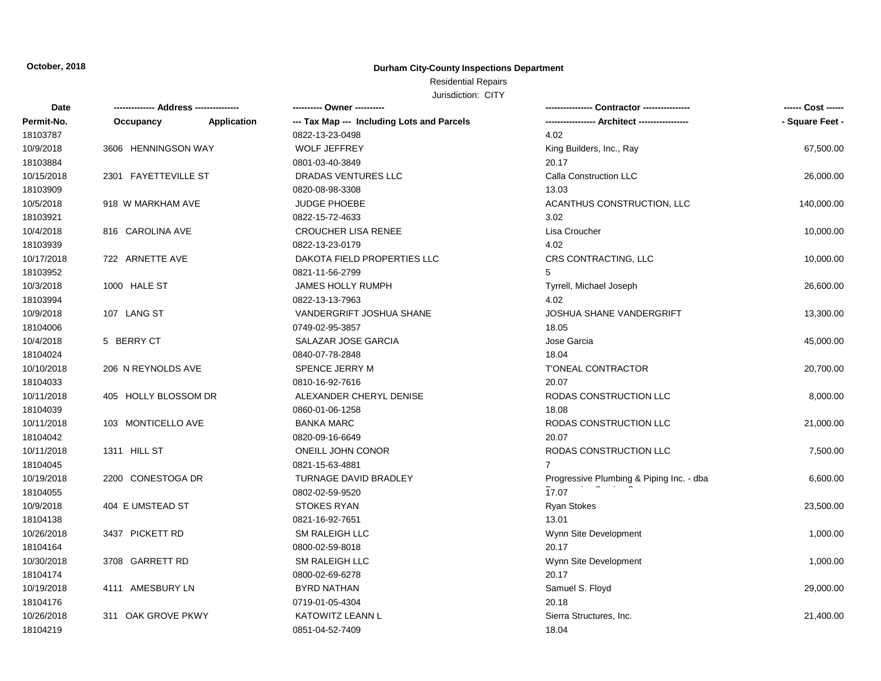**October, 2018**

## Durham City-County Inspections Department

Residential Repairs

Jurisdiction: CITY

| Date / Permit-No. | Address / Occupancy / Application | Owner / Tax Map --- Including Lots and Parcels | Contractor / Architect | Cost / Square Feet |
|---|---|---|---|---|
| 18103787 | | 0822-13-23-0498 | 4.02 | |
| 10/9/2018 | 3606 HENNINGSON WAY | WOLF JEFFREY | King Builders, Inc., Ray | 67,500.00 |
| 18103884 | | 0801-03-40-3849 | 20.17 | |
| 10/15/2018 | 2301 FAYETTEVILLE ST | DRADAS VENTURES LLC | Calla Construction LLC | 26,000.00 |
| 18103909 | | 0820-08-98-3308 | 13.03 | |
| 10/5/2018 | 918 W MARKHAM AVE | JUDGE PHOEBE | ACANTHUS CONSTRUCTION, LLC | 140,000.00 |
| 18103921 | | 0822-15-72-4633 | 3.02 | |
| 10/4/2018 | 816 CAROLINA AVE | CROUCHER LISA RENEE | Lisa Croucher | 10,000.00 |
| 18103939 | | 0822-13-23-0179 | 4.02 | |
| 10/17/2018 | 722 ARNETTE AVE | DAKOTA FIELD PROPERTIES LLC | CRS CONTRACTING, LLC | 10,000.00 |
| 18103952 | | 0821-11-56-2799 | 5 | |
| 10/3/2018 | 1000 HALE ST | JAMES HOLLY RUMPH | Tyrrell, Michael Joseph | 26,600.00 |
| 18103994 | | 0822-13-13-7963 | 4.02 | |
| 10/9/2018 | 107 LANG ST | VANDERGRIFT JOSHUA SHANE | JOSHUA SHANE VANDERGRIFT | 13,300.00 |
| 18104006 | | 0749-02-95-3857 | 18.05 | |
| 10/4/2018 | 5 BERRY CT | SALAZAR JOSE GARCIA | Jose Garcia | 45,000.00 |
| 18104024 | | 0840-07-78-2848 | 18.04 | |
| 10/10/2018 | 206 N REYNOLDS AVE | SPENCE JERRY M | T'ONEAL CONTRACTOR | 20,700.00 |
| 18104033 | | 0810-16-92-7616 | 20.07 | |
| 10/11/2018 | 405 HOLLY BLOSSOM DR | ALEXANDER CHERYL DENISE | RODAS CONSTRUCTION LLC | 8,000.00 |
| 18104039 | | 0860-01-06-1258 | 18.08 | |
| 10/11/2018 | 103 MONTICELLO AVE | BANKA MARC | RODAS CONSTRUCTION LLC | 21,000.00 |
| 18104042 | | 0820-09-16-6649 | 20.07 | |
| 10/11/2018 | 1311 HILL ST | ONEILL JOHN CONOR | RODAS CONSTRUCTION LLC | 7,500.00 |
| 18104045 | | 0821-15-63-4881 | 7 | |
| 10/19/2018 | 2200 CONESTOGA DR | TURNAGE DAVID BRADLEY | Progressive Plumbing & Piping Inc. - dba | 6,600.00 |
| 18104055 | | 0802-02-59-9520 | 17.07 | |
| 10/9/2018 | 404 E UMSTEAD ST | STOKES RYAN | Ryan Stokes | 23,500.00 |
| 18104138 | | 0821-16-92-7651 | 13.01 | |
| 10/26/2018 | 3437 PICKETT RD | SM RALEIGH LLC | Wynn Site Development | 1,000.00 |
| 18104164 | | 0800-02-59-8018 | 20.17 | |
| 10/30/2018 | 3708 GARRETT RD | SM RALEIGH LLC | Wynn Site Development | 1,000.00 |
| 18104174 | | 0800-02-69-6278 | 20.17 | |
| 10/19/2018 | 4111 AMESBURY LN | BYRD NATHAN | Samuel S. Floyd | 29,000.00 |
| 18104176 | | 0719-01-05-4304 | 20.18 | |
| 10/26/2018 | 311 OAK GROVE PKWY | KATOWITZ LEANN L | Sierra Structures, Inc. | 21,400.00 |
| 18104219 | | 0851-04-52-7409 | 18.04 | |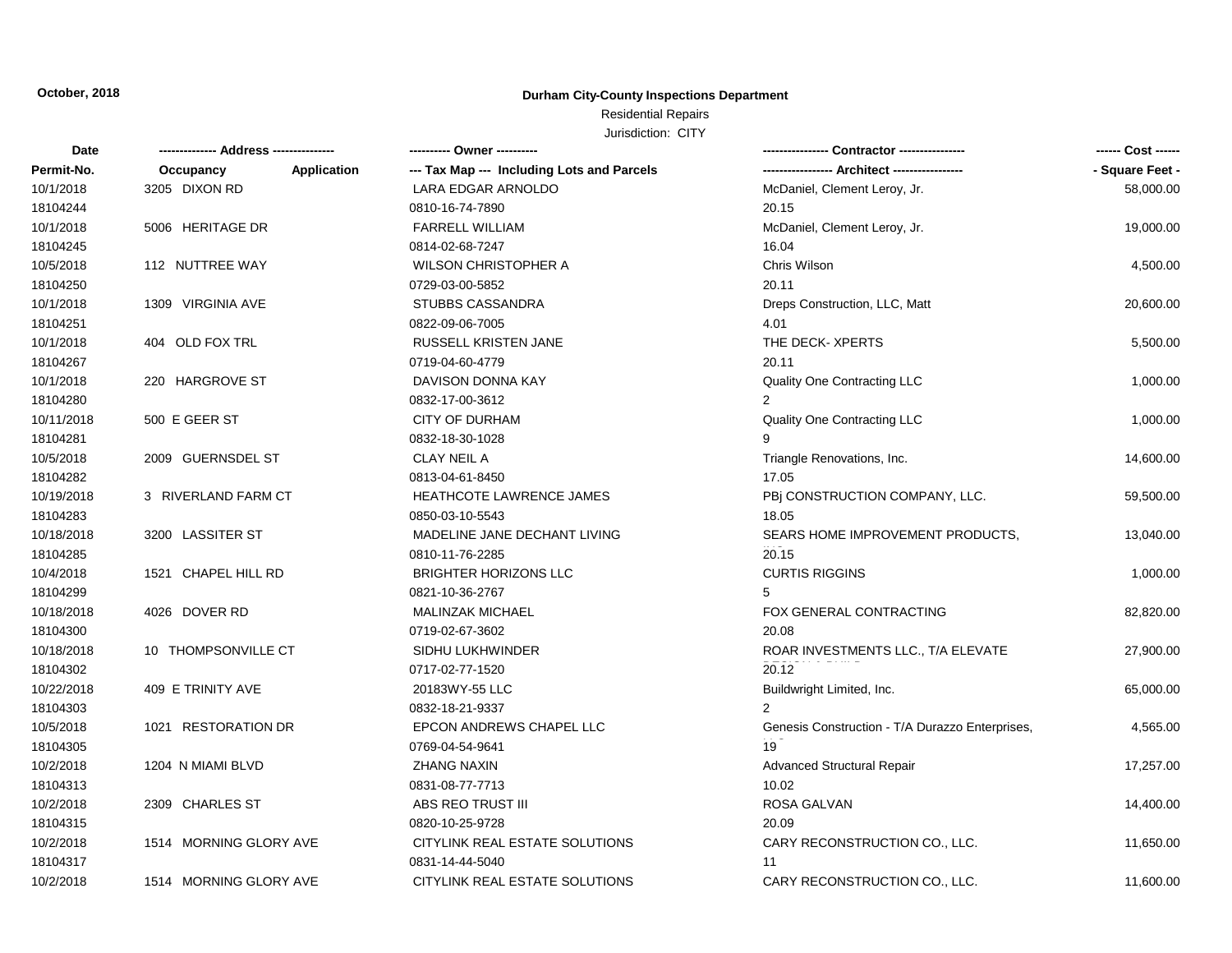October, 2018

**Durham City-County Inspections Department**

Residential Repairs

Jurisdiction: CITY

| Date<br>Permit-No. | ------------- Address --------------<br>Occupancy | Application | ---------- Owner ----------<br>--- Tax Map --- Including Lots and Parcels | ---------------- Contractor ----------------<br>----------------- Architect ----------------- | ------ Cost ------<br>- Square Feet - |
|---|---|---|---|---|---|
| 10/1/2018<br>18104244 | 3205 DIXON RD | | LARA EDGAR ARNOLDO<br>0810-16-74-7890 | McDaniel, Clement Leroy, Jr.<br>20.15 | 58,000.00 |
| 10/1/2018<br>18104245 | 5006 HERITAGE DR | | FARRELL WILLIAM<br>0814-02-68-7247 | McDaniel, Clement Leroy, Jr.<br>16.04 | 19,000.00 |
| 10/5/2018<br>18104250 | 112 NUTTREE WAY | | WILSON CHRISTOPHER A<br>0729-03-00-5852 | Chris Wilson<br>20.11 | 4,500.00 |
| 10/1/2018<br>18104251 | 1309 VIRGINIA AVE | | STUBBS CASSANDRA<br>0822-09-06-7005 | Dreps Construction, LLC, Matt<br>4.01 | 20,600.00 |
| 10/1/2018<br>18104267 | 404 OLD FOX TRL | | RUSSELL KRISTEN JANE<br>0719-04-60-4779 | THE DECK- XPERTS<br>20.11 | 5,500.00 |
| 10/1/2018<br>18104280 | 220 HARGROVE ST | | DAVISON DONNA KAY<br>0832-17-00-3612 | Quality One Contracting LLC<br>2 | 1,000.00 |
| 10/11/2018<br>18104281 | 500 E GEER ST | | CITY OF DURHAM<br>0832-18-30-1028 | Quality One Contracting LLC<br>9 | 1,000.00 |
| 10/5/2018<br>18104282 | 2009 GUERNSDEL ST | | CLAY NEIL A<br>0813-04-61-8450 | Triangle Renovations, Inc.<br>17.05 | 14,600.00 |
| 10/19/2018<br>18104283 | 3 RIVERLAND FARM CT | | HEATHCOTE LAWRENCE JAMES<br>0850-03-10-5543 | PBj CONSTRUCTION COMPANY, LLC.<br>18.05 | 59,500.00 |
| 10/18/2018<br>18104285 | 3200 LASSITER ST | | MADELINE JANE DECHANT LIVING<br>0810-11-76-2285 | SEARS HOME IMPROVEMENT PRODUCTS,<br>20.15 | 13,040.00 |
| 10/4/2018<br>18104299 | 1521 CHAPEL HILL RD | | BRIGHTER HORIZONS LLC<br>0821-10-36-2767 | CURTIS RIGGINS<br>5 | 1,000.00 |
| 10/18/2018<br>18104300 | 4026 DOVER RD | | MALINZAK MICHAEL<br>0719-02-67-3602 | FOX GENERAL CONTRACTING<br>20.08 | 82,820.00 |
| 10/18/2018<br>18104302 | 10 THOMPSONVILLE CT | | SIDHU LUKHWINDER<br>0717-02-77-1520 | ROAR INVESTMENTS LLC., T/A ELEVATE<br>20.12 | 27,900.00 |
| 10/22/2018<br>18104303 | 409 E TRINITY AVE | | 20183WY-55 LLC<br>0832-18-21-9337 | Buildwright Limited, Inc.<br>2 | 65,000.00 |
| 10/5/2018<br>18104305 | 1021 RESTORATION DR | | EPCON ANDREWS CHAPEL LLC<br>0769-04-54-9641 | Genesis Construction - T/A Durazzo Enterprises,<br>19 | 4,565.00 |
| 10/2/2018<br>18104313 | 1204 N MIAMI BLVD | | ZHANG NAXIN<br>0831-08-77-7713 | Advanced Structural Repair<br>10.02 | 17,257.00 |
| 10/2/2018<br>18104315 | 2309 CHARLES ST | | ABS REO TRUST III<br>0820-10-25-9728 | ROSA GALVAN<br>20.09 | 14,400.00 |
| 10/2/2018<br>18104317 | 1514 MORNING GLORY AVE | | CITYLINK REAL ESTATE SOLUTIONS<br>0831-14-44-5040 | CARY RECONSTRUCTION CO., LLC.<br>11 | 11,650.00 |
| 10/2/2018 | 1514 MORNING GLORY AVE | | CITYLINK REAL ESTATE SOLUTIONS | CARY RECONSTRUCTION CO., LLC. | 11,600.00 |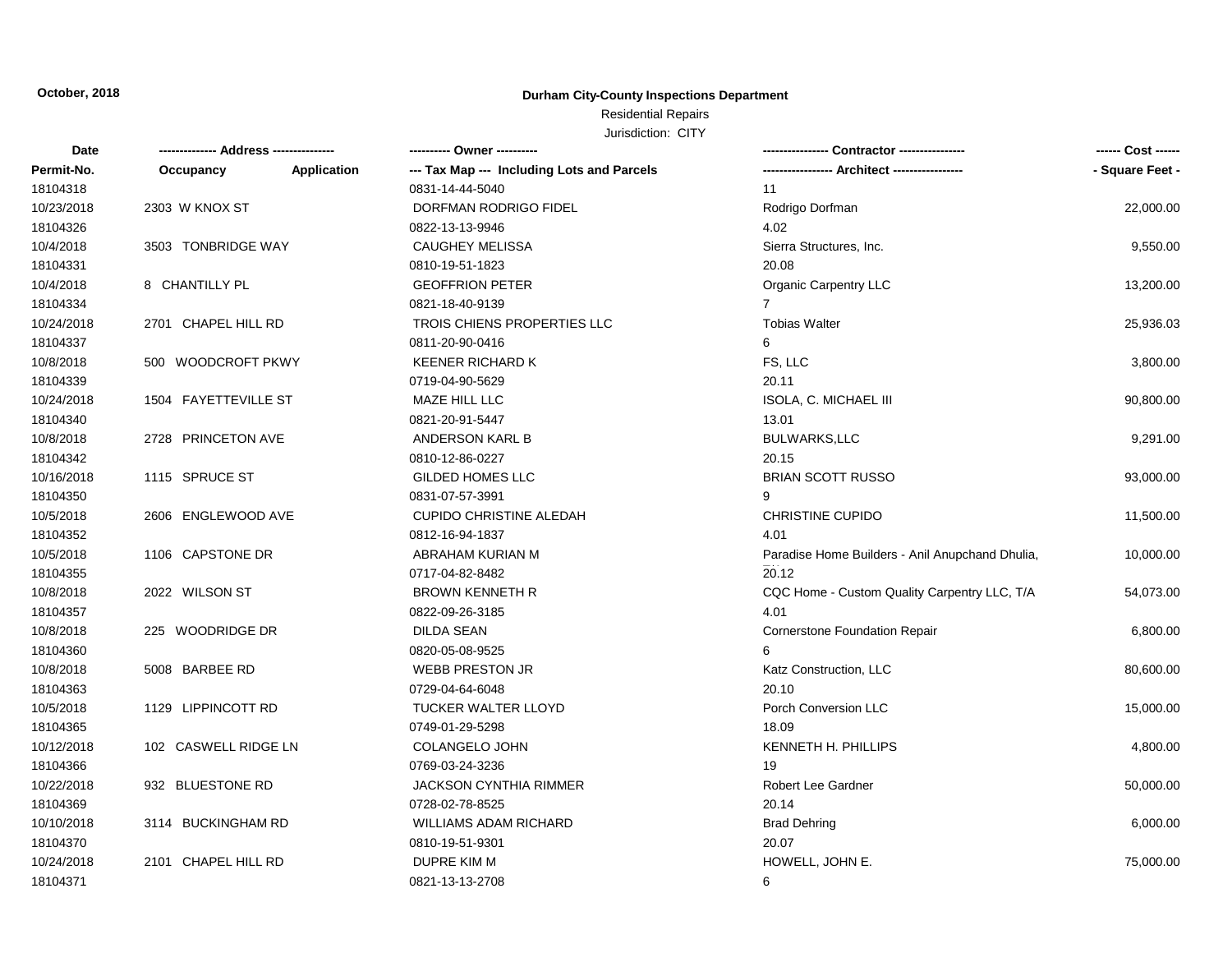October, 2018

**Durham City-County Inspections Department**

Residential Repairs

Jurisdiction: CITY

| Date | ------------- Address -------------- | | ---------- Owner ---------- | --------------- Contractor --------------- | ------ Cost ------ |
|---|---|---|---|---|---|
| Permit-No. | Occupancy | Application | --- Tax Map --- Including Lots and Parcels | ---------------- Architect ---------------- | - Square Feet - |
| 18104318 | | | 0831-14-44-5040 | 11 | |
| 10/23/2018 | 2303 W KNOX ST | | DORFMAN RODRIGO FIDEL | Rodrigo Dorfman | 22,000.00 |
| 18104326 | | | 0822-13-13-9946 | 4.02 | |
| 10/4/2018 | 3503 TONBRIDGE WAY | | CAUGHEY MELISSA | Sierra Structures, Inc. | 9,550.00 |
| 18104331 | | | 0810-19-51-1823 | 20.08 | |
| 10/4/2018 | 8 CHANTILLY PL | | GEOFFRION PETER | Organic Carpentry LLC | 13,200.00 |
| 18104334 | | | 0821-18-40-9139 | 7 | |
| 10/24/2018 | 2701 CHAPEL HILL RD | | TROIS CHIENS PROPERTIES LLC | Tobias Walter | 25,936.03 |
| 18104337 | | | 0811-20-90-0416 | 6 | |
| 10/8/2018 | 500 WOODCROFT PKWY | | KEENER RICHARD K | FS, LLC | 3,800.00 |
| 18104339 | | | 0719-04-90-5629 | 20.11 | |
| 10/24/2018 | 1504 FAYETTEVILLE ST | | MAZE HILL LLC | ISOLA, C. MICHAEL III | 90,800.00 |
| 18104340 | | | 0821-20-91-5447 | 13.01 | |
| 10/8/2018 | 2728 PRINCETON AVE | | ANDERSON KARL B | BULWARKS,LLC | 9,291.00 |
| 18104342 | | | 0810-12-86-0227 | 20.15 | |
| 10/16/2018 | 1115 SPRUCE ST | | GILDED HOMES LLC | BRIAN SCOTT RUSSO | 93,000.00 |
| 18104350 | | | 0831-07-57-3991 | 9 | |
| 10/5/2018 | 2606 ENGLEWOOD AVE | | CUPIDO CHRISTINE ALEDAH | CHRISTINE CUPIDO | 11,500.00 |
| 18104352 | | | 0812-16-94-1837 | 4.01 | |
| 10/5/2018 | 1106 CAPSTONE DR | | ABRAHAM KURIAN M | Paradise Home Builders - Anil Anupchand Dhulia, | 10,000.00 |
| 18104355 | | | 0717-04-82-8482 | 20.12 | |
| 10/8/2018 | 2022 WILSON ST | | BROWN KENNETH R | CQC Home - Custom Quality Carpentry LLC, T/A | 54,073.00 |
| 18104357 | | | 0822-09-26-3185 | 4.01 | |
| 10/8/2018 | 225 WOODRIDGE DR | | DILDA SEAN | Cornerstone Foundation Repair | 6,800.00 |
| 18104360 | | | 0820-05-08-9525 | 6 | |
| 10/8/2018 | 5008 BARBEE RD | | WEBB PRESTON JR | Katz Construction, LLC | 80,600.00 |
| 18104363 | | | 0729-04-64-6048 | 20.10 | |
| 10/5/2018 | 1129 LIPPINCOTT RD | | TUCKER WALTER LLOYD | Porch Conversion LLC | 15,000.00 |
| 18104365 | | | 0749-01-29-5298 | 18.09 | |
| 10/12/2018 | 102 CASWELL RIDGE LN | | COLANGELO JOHN | KENNETH H. PHILLIPS | 4,800.00 |
| 18104366 | | | 0769-03-24-3236 | 19 | |
| 10/22/2018 | 932 BLUESTONE RD | | JACKSON CYNTHIA RIMMER | Robert Lee Gardner | 50,000.00 |
| 18104369 | | | 0728-02-78-8525 | 20.14 | |
| 10/10/2018 | 3114 BUCKINGHAM RD | | WILLIAMS ADAM RICHARD | Brad Dehring | 6,000.00 |
| 18104370 | | | 0810-19-51-9301 | 20.07 | |
| 10/24/2018 | 2101 CHAPEL HILL RD | | DUPRE KIM M | HOWELL, JOHN E. | 75,000.00 |
| 18104371 | | | 0821-13-13-2708 | 6 | |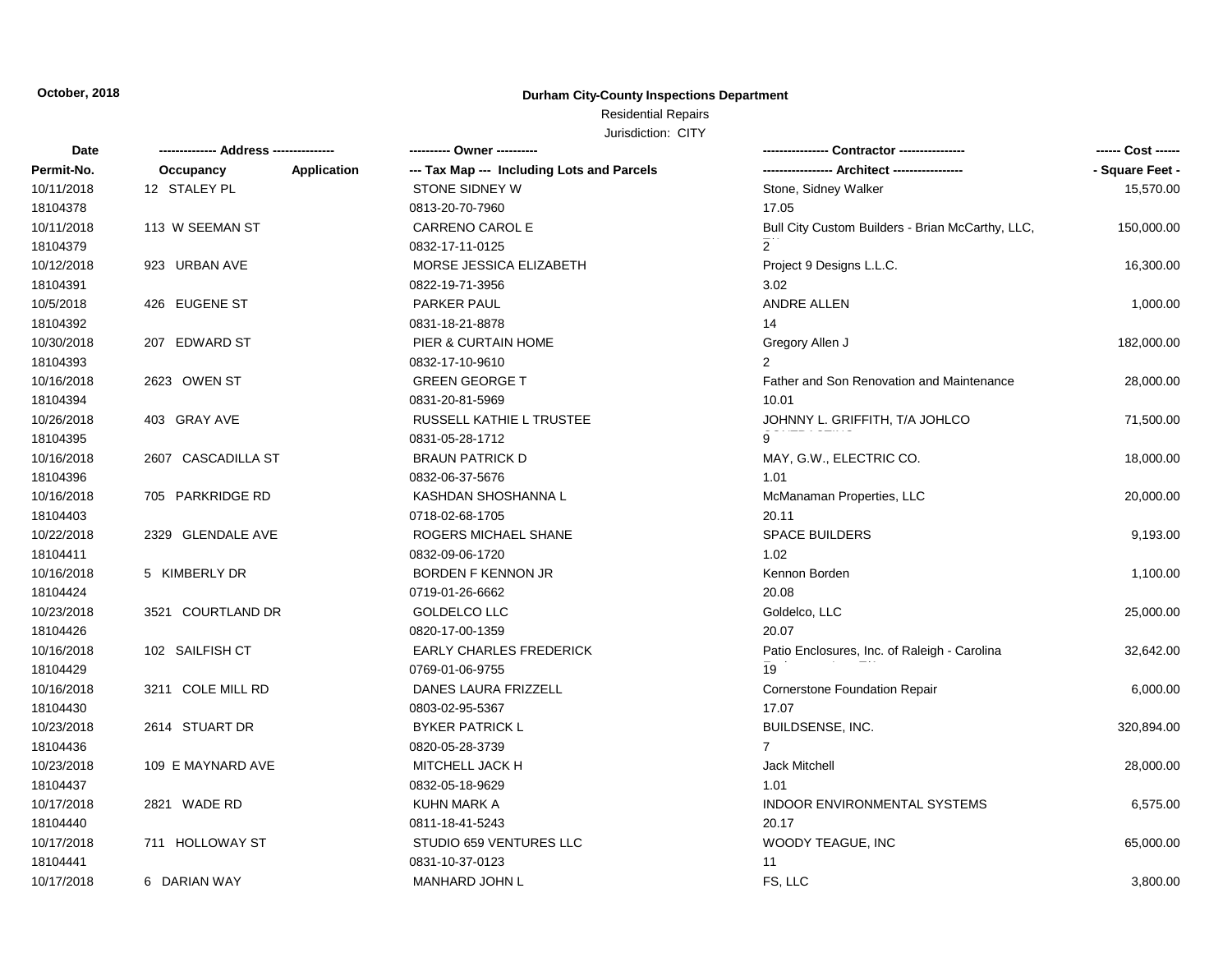**October, 2018**

**Durham City-County Inspections Department**

Residential Repairs

Jurisdiction: CITY

| Date / Permit-No. | Address / Occupancy | Application | Owner / Tax Map --- Including Lots and Parcels | Contractor / Architect | Cost / Square Feet |
|---|---|---|---|---|---|
| 10/11/2018<br>18104378 | 12 STALEY PL | | STONE SIDNEY W<br>0813-20-70-7960 | Stone, Sidney Walker<br>17.05 | 15,570.00 |
| 10/11/2018<br>18104379 | 113 W SEEMAN ST | | CARRENO CAROL E<br>0832-17-11-0125 | Bull City Custom Builders - Brian McCarthy, LLC,<br>2 | 150,000.00 |
| 10/12/2018<br>18104391 | 923 URBAN AVE | | MORSE JESSICA ELIZABETH<br>0822-19-71-3956 | Project 9 Designs L.L.C.<br>3.02 | 16,300.00 |
| 10/5/2018<br>18104392 | 426 EUGENE ST | | PARKER PAUL<br>0831-18-21-8878 | ANDRE ALLEN<br>14 | 1,000.00 |
| 10/30/2018<br>18104393 | 207 EDWARD ST | | PIER & CURTAIN HOME<br>0832-17-10-9610 | Gregory Allen J<br>2 | 182,000.00 |
| 10/16/2018<br>18104394 | 2623 OWEN ST | | GREEN GEORGE T<br>0831-20-81-5969 | Father and Son Renovation and Maintenance<br>10.01 | 28,000.00 |
| 10/26/2018<br>18104395 | 403 GRAY AVE | | RUSSELL KATHIE L TRUSTEE<br>0831-05-28-1712 | JOHNNY L. GRIFFITH, T/A JOHLCO<br>9 | 71,500.00 |
| 10/16/2018<br>18104396 | 2607 CASCADILLA ST | | BRAUN PATRICK D<br>0832-06-37-5676 | MAY, G.W., ELECTRIC CO.<br>1.01 | 18,000.00 |
| 10/16/2018<br>18104403 | 705 PARKRIDGE RD | | KASHDAN SHOSHANNA L<br>0718-02-68-1705 | McManaman Properties, LLC<br>20.11 | 20,000.00 |
| 10/22/2018<br>18104411 | 2329 GLENDALE AVE | | ROGERS MICHAEL SHANE<br>0832-09-06-1720 | SPACE BUILDERS<br>1.02 | 9,193.00 |
| 10/16/2018<br>18104424 | 5 KIMBERLY DR | | BORDEN F KENNON JR<br>0719-01-26-6662 | Kennon Borden<br>20.08 | 1,100.00 |
| 10/23/2018<br>18104426 | 3521 COURTLAND DR | | GOLDELCO LLC<br>0820-17-00-1359 | Goldelco, LLC<br>20.07 | 25,000.00 |
| 10/16/2018<br>18104429 | 102 SAILFISH CT | | EARLY CHARLES FREDERICK<br>0769-01-06-9755 | Patio Enclosures, Inc. of Raleigh - Carolina<br>19 | 32,642.00 |
| 10/16/2018<br>18104430 | 3211 COLE MILL RD | | DANES LAURA FRIZZELL<br>0803-02-95-5367 | Cornerstone Foundation Repair<br>17.07 | 6,000.00 |
| 10/23/2018<br>18104436 | 2614 STUART DR | | BYKER PATRICK L<br>0820-05-28-3739 | BUILDSENSE, INC.<br>7 | 320,894.00 |
| 10/23/2018<br>18104437 | 109 E MAYNARD AVE | | MITCHELL JACK H<br>0832-05-18-9629 | Jack Mitchell<br>1.01 | 28,000.00 |
| 10/17/2018<br>18104440 | 2821 WADE RD | | KUHN MARK A<br>0811-18-41-5243 | INDOOR ENVIRONMENTAL SYSTEMS<br>20.17 | 6,575.00 |
| 10/17/2018<br>18104441 | 711 HOLLOWAY ST | | STUDIO 659 VENTURES LLC<br>0831-10-37-0123 | WOODY TEAGUE, INC<br>11 | 65,000.00 |
| 10/17/2018 | 6 DARIAN WAY | | MANHARD JOHN L | FS, LLC | 3,800.00 |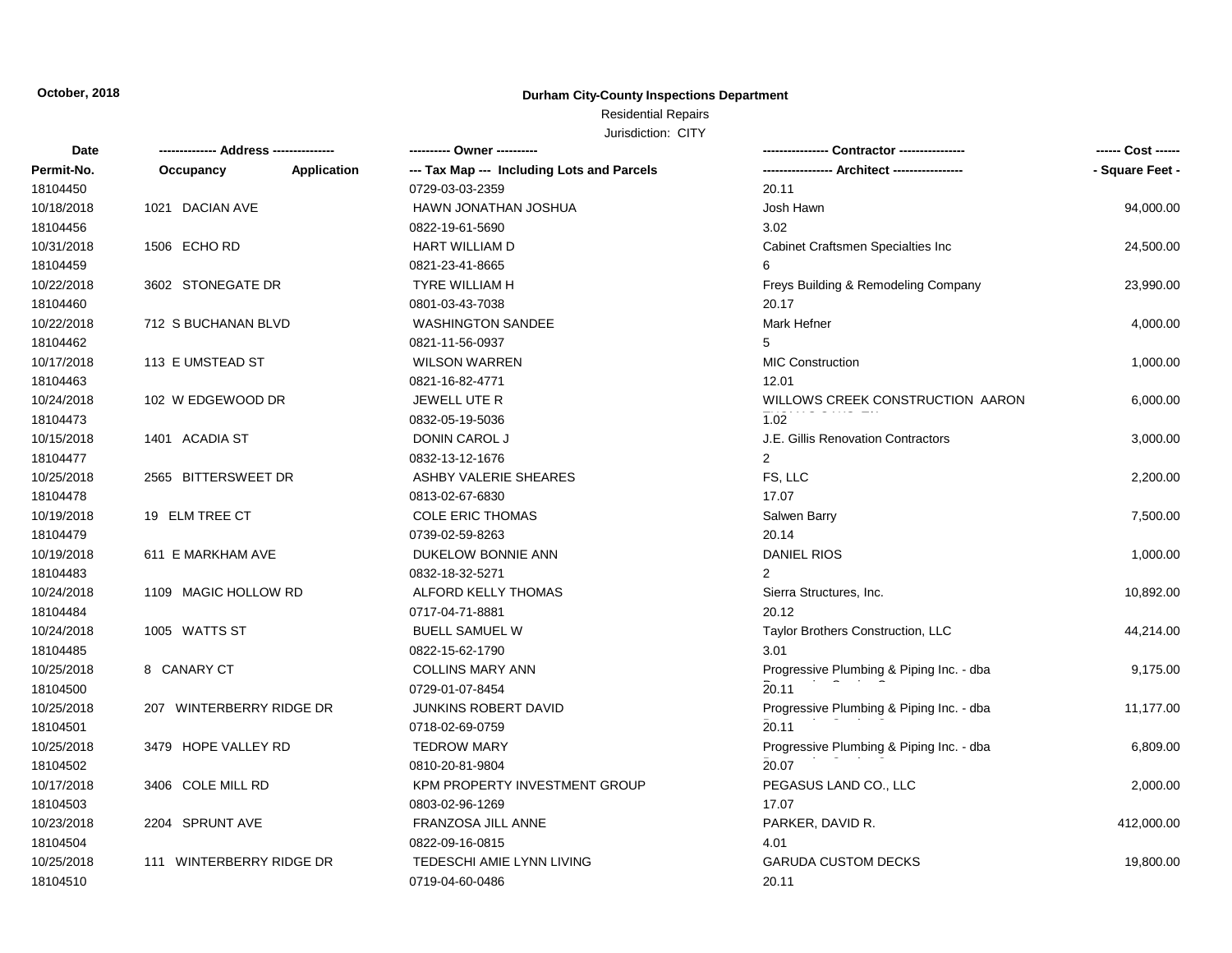**October, 2018**

**Durham City-County Inspections Department**

Residential Repairs

Jurisdiction: CITY

| Date | ------------- Address -------------- | | ---------- Owner ---------- | --------------- Contractor --------------- | ------ Cost ------ |
|---|---|---|---|---|---|
| Permit-No. | Occupancy | Application | --- Tax Map --- Including Lots and Parcels | ---------------- Architect ---------------- | - Square Feet - |
| 18104450 | | | 0729-03-03-2359 | 20.11 | |
| 10/18/2018 | 1021 DACIAN AVE | | HAWN JONATHAN JOSHUA | Josh Hawn | 94,000.00 |
| 18104456 | | | 0822-19-61-5690 | 3.02 | |
| 10/31/2018 | 1506 ECHO RD | | HART WILLIAM D | Cabinet Craftsmen Specialties Inc | 24,500.00 |
| 18104459 | | | 0821-23-41-8665 | 6 | |
| 10/22/2018 | 3602 STONEGATE DR | | TYRE WILLIAM H | Freys Building & Remodeling Company | 23,990.00 |
| 18104460 | | | 0801-03-43-7038 | 20.17 | |
| 10/22/2018 | 712 S BUCHANAN BLVD | | WASHINGTON SANDEE | Mark Hefner | 4,000.00 |
| 18104462 | | | 0821-11-56-0937 | 5 | |
| 10/17/2018 | 113 E UMSTEAD ST | | WILSON WARREN | MIC Construction | 1,000.00 |
| 18104463 | | | 0821-16-82-4771 | 12.01 | |
| 10/24/2018 | 102 W EDGEWOOD DR | | JEWELL UTE R | WILLOWS CREEK CONSTRUCTION AARON | 6,000.00 |
| 18104473 | | | 0832-05-19-5036 | 1.02 | |
| 10/15/2018 | 1401 ACADIA ST | | DONIN CAROL J | J.E. Gillis Renovation Contractors | 3,000.00 |
| 18104477 | | | 0832-13-12-1676 | 2 | |
| 10/25/2018 | 2565 BITTERSWEET DR | | ASHBY VALERIE SHEARES | FS, LLC | 2,200.00 |
| 18104478 | | | 0813-02-67-6830 | 17.07 | |
| 10/19/2018 | 19 ELM TREE CT | | COLE ERIC THOMAS | Salwen Barry | 7,500.00 |
| 18104479 | | | 0739-02-59-8263 | 20.14 | |
| 10/19/2018 | 611 E MARKHAM AVE | | DUKELOW BONNIE ANN | DANIEL RIOS | 1,000.00 |
| 18104483 | | | 0832-18-32-5271 | 2 | |
| 10/24/2018 | 1109 MAGIC HOLLOW RD | | ALFORD KELLY THOMAS | Sierra Structures, Inc. | 10,892.00 |
| 18104484 | | | 0717-04-71-8881 | 20.12 | |
| 10/24/2018 | 1005 WATTS ST | | BUELL SAMUEL W | Taylor Brothers Construction, LLC | 44,214.00 |
| 18104485 | | | 0822-15-62-1790 | 3.01 | |
| 10/25/2018 | 8 CANARY CT | | COLLINS MARY ANN | Progressive Plumbing & Piping Inc. - dba | 9,175.00 |
| 18104500 | | | 0729-01-07-8454 | 20.11 | |
| 10/25/2018 | 207 WINTERBERRY RIDGE DR | | JUNKINS ROBERT DAVID | Progressive Plumbing & Piping Inc. - dba | 11,177.00 |
| 18104501 | | | 0718-02-69-0759 | 20.11 | |
| 10/25/2018 | 3479 HOPE VALLEY RD | | TEDROW MARY | Progressive Plumbing & Piping Inc. - dba | 6,809.00 |
| 18104502 | | | 0810-20-81-9804 | 20.07 | |
| 10/17/2018 | 3406 COLE MILL RD | | KPM PROPERTY INVESTMENT GROUP | PEGASUS LAND CO., LLC | 2,000.00 |
| 18104503 | | | 0803-02-96-1269 | 17.07 | |
| 10/23/2018 | 2204 SPRUNT AVE | | FRANZOSA JILL ANNE | PARKER, DAVID R. | 412,000.00 |
| 18104504 | | | 0822-09-16-0815 | 4.01 | |
| 10/25/2018 | 111 WINTERBERRY RIDGE DR | | TEDESCHI AMIE LYNN LIVING | GARUDA CUSTOM DECKS | 19,800.00 |
| 18104510 | | | 0719-04-60-0486 | 20.11 | |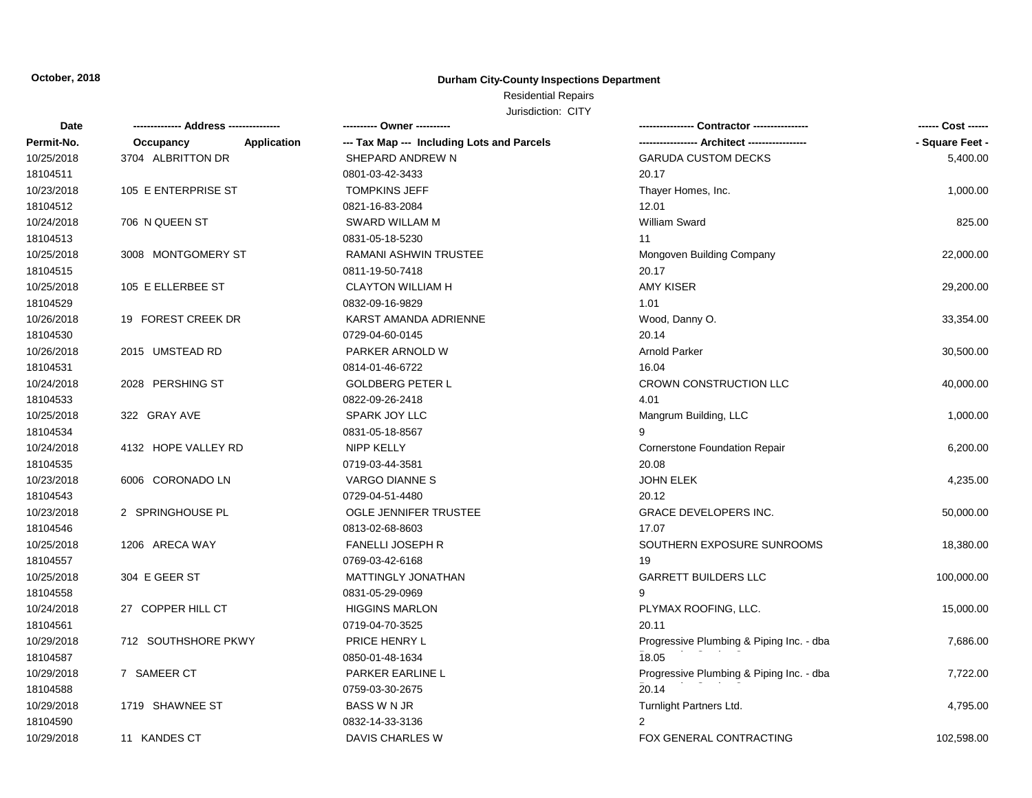**October, 2018**

**Durham City-County Inspections Department**

Residential Repairs

Jurisdiction: CITY

| Date | ------------- Address -------------- | | ---------- Owner ---------- | --------------- Contractor --------------- | ------ Cost ------ |
|---|---|---|---|---|---|
| **Permit-No.** | **Occupancy** | **Application** | **--- Tax Map --- Including Lots and Parcels** | **----------------- Architect -----------------** | **- Square Feet -** |
| 10/25/2018 | 3704 ALBRITTON DR | | SHEPARD ANDREW N | GARUDA CUSTOM DECKS | 5,400.00 |
| 18104511 | | | 0801-03-42-3433 | 20.17 | |
| 10/23/2018 | 105 E ENTERPRISE ST | | TOMPKINS JEFF | Thayer Homes, Inc. | 1,000.00 |
| 18104512 | | | 0821-16-83-2084 | 12.01 | |
| 10/24/2018 | 706 N QUEEN ST | | SWARD WILLAM M | William Sward | 825.00 |
| 18104513 | | | 0831-05-18-5230 | 11 | |
| 10/25/2018 | 3008 MONTGOMERY ST | | RAMANI ASHWIN TRUSTEE | Mongoven Building Company | 22,000.00 |
| 18104515 | | | 0811-19-50-7418 | 20.17 | |
| 10/25/2018 | 105 E ELLERBEE ST | | CLAYTON WILLIAM H | AMY KISER | 29,200.00 |
| 18104529 | | | 0832-09-16-9829 | 1.01 | |
| 10/26/2018 | 19 FOREST CREEK DR | | KARST AMANDA ADRIENNE | Wood, Danny O. | 33,354.00 |
| 18104530 | | | 0729-04-60-0145 | 20.14 | |
| 10/26/2018 | 2015 UMSTEAD RD | | PARKER ARNOLD W | Arnold Parker | 30,500.00 |
| 18104531 | | | 0814-01-46-6722 | 16.04 | |
| 10/24/2018 | 2028 PERSHING ST | | GOLDBERG PETER L | CROWN CONSTRUCTION LLC | 40,000.00 |
| 18104533 | | | 0822-09-26-2418 | 4.01 | |
| 10/25/2018 | 322 GRAY AVE | | SPARK JOY LLC | Mangrum Building, LLC | 1,000.00 |
| 18104534 | | | 0831-05-18-8567 | 9 | |
| 10/24/2018 | 4132 HOPE VALLEY RD | | NIPP KELLY | Cornerstone Foundation Repair | 6,200.00 |
| 18104535 | | | 0719-03-44-3581 | 20.08 | |
| 10/23/2018 | 6006 CORONADO LN | | VARGO DIANNE S | JOHN ELEK | 4,235.00 |
| 18104543 | | | 0729-04-51-4480 | 20.12 | |
| 10/23/2018 | 2 SPRINGHOUSE PL | | OGLE JENNIFER TRUSTEE | GRACE DEVELOPERS INC. | 50,000.00 |
| 18104546 | | | 0813-02-68-8603 | 17.07 | |
| 10/25/2018 | 1206 ARECA WAY | | FANELLI JOSEPH R | SOUTHERN EXPOSURE SUNROOMS | 18,380.00 |
| 18104557 | | | 0769-03-42-6168 | 19 | |
| 10/25/2018 | 304 E GEER ST | | MATTINGLY JONATHAN | GARRETT BUILDERS LLC | 100,000.00 |
| 18104558 | | | 0831-05-29-0969 | 9 | |
| 10/24/2018 | 27 COPPER HILL CT | | HIGGINS MARLON | PLYMAX ROOFING, LLC. | 15,000.00 |
| 18104561 | | | 0719-04-70-3525 | 20.11 | |
| 10/29/2018 | 712 SOUTHSHORE PKWY | | PRICE HENRY L | Progressive Plumbing & Piping Inc. - dba | 7,686.00 |
| 18104587 | | | 0850-01-48-1634 | 18.05 | |
| 10/29/2018 | 7 SAMEER CT | | PARKER EARLINE L | Progressive Plumbing & Piping Inc. - dba | 7,722.00 |
| 18104588 | | | 0759-03-30-2675 | 20.14 | |
| 10/29/2018 | 1719 SHAWNEE ST | | BASS W N JR | Turnlight Partners Ltd. | 4,795.00 |
| 18104590 | | | 0832-14-33-3136 | 2 | |
| 10/29/2018 | 11 KANDES CT | | DAVIS CHARLES W | FOX GENERAL CONTRACTING | 102,598.00 |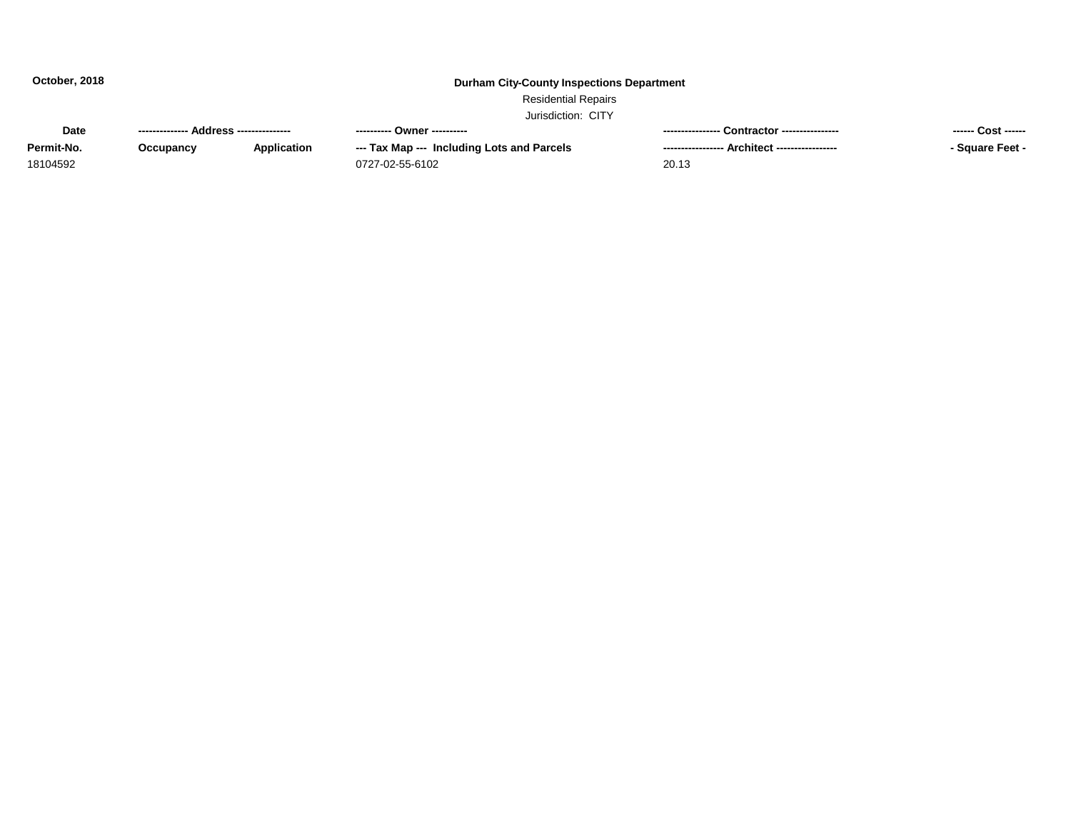October, 2018

**Durham City-County Inspections Department**

Residential Repairs

Jurisdiction: CITY

| Date | -------------- Address --------------- | | ---------- Owner ---------- | ---------------- Contractor ---------------- | ------ Cost ------ |
|---|---|---|---|---|---|
| **Permit-No.** | **Occupancy** | **Application** | **--- Tax Map --- Including Lots and Parcels** | **----------------- Architect -----------------** | **- Square Feet -** |
| 18104592 | | | 0727-02-55-6102 | 20.13 | |